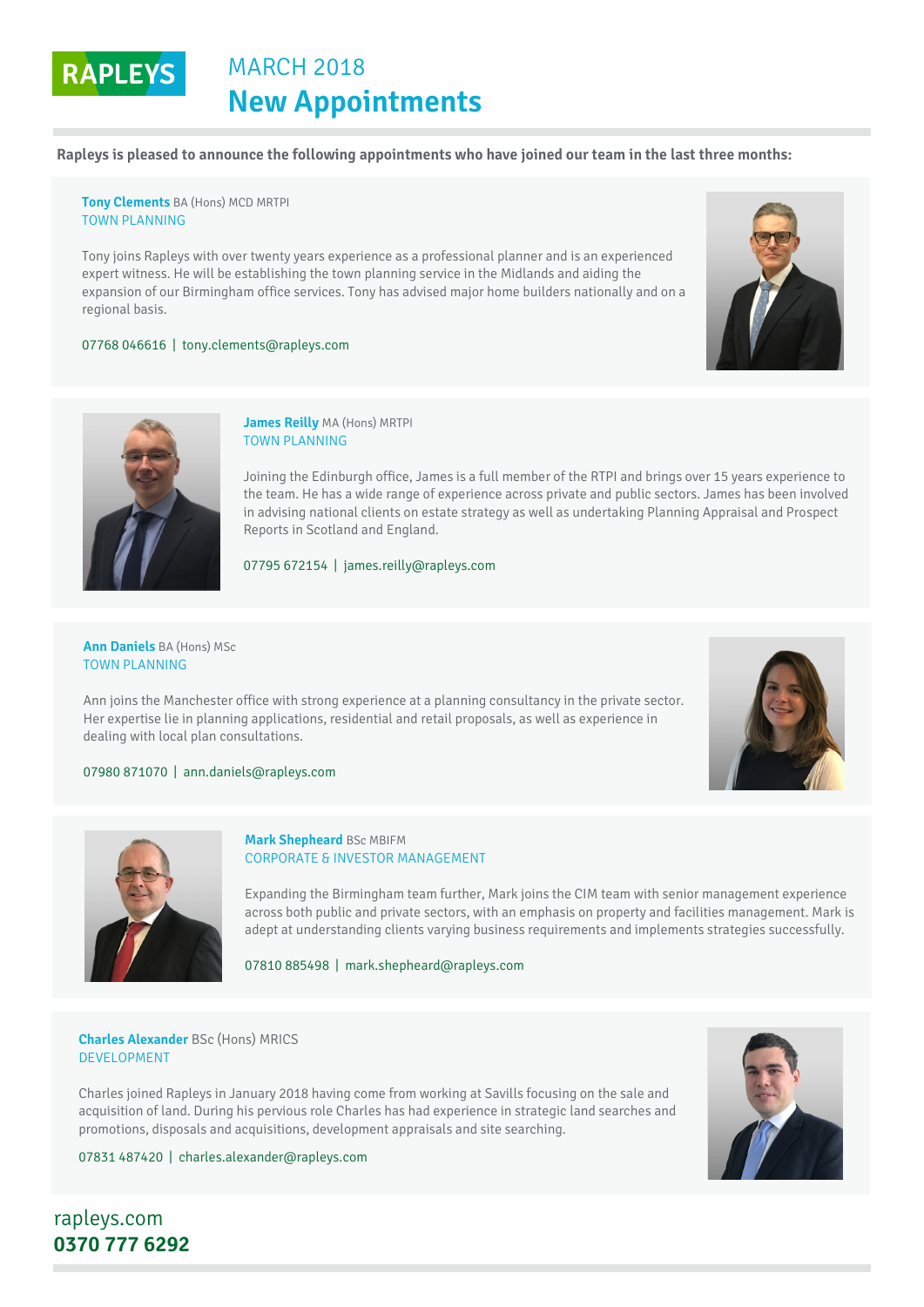RAPLEYS

MARCH 2018

# New Appointments

**Rapleys is pleased to announce the following appointments who have joined our team in the last three months:**

**Tony Clements** BA (Hons) MCD MRTPI
TOWN PLANNING

Tony joins Rapleys with over twenty years experience as a professional planner and is an experienced expert witness. He will be establishing the town planning service in the Midlands and aiding the expansion of our Birmingham office services. Tony has advised major home builders nationally and on a regional basis.

07768 046616 | tony.clements@rapleys.com

**James Reilly** MA (Hons) MRTPI
TOWN PLANNING

Joining the Edinburgh office, James is a full member of the RTPI and brings over 15 years experience to the team. He has a wide range of experience across private and public sectors. James has been involved in advising national clients on estate strategy as well as undertaking Planning Appraisal and Prospect Reports in Scotland and England.

07795 672154 | james.reilly@rapleys.com

**Ann Daniels** BA (Hons) MSc
TOWN PLANNING

Ann joins the Manchester office with strong experience at a planning consultancy in the private sector. Her expertise lie in planning applications, residential and retail proposals, as well as experience in dealing with local plan consultations.

07980 871070 | ann.daniels@rapleys.com

**Mark Shepheard** BSc MBIFM
CORPORATE & INVESTOR MANAGEMENT

Expanding the Birmingham team further, Mark joins the CIM team with senior management experience across both public and private sectors, with an emphasis on property and facilities management. Mark is adept at understanding clients varying business requirements and implements strategies successfully.

07810 885498 | mark.shepheard@rapleys.com

**Charles Alexander** BSc (Hons) MRICS
DEVELOPMENT

Charles joined Rapleys in January 2018 having come from working at Savills focusing on the sale and acquisition of land. During his pervious role Charles has had experience in strategic land searches and promotions, disposals and acquisitions, development appraisals and site searching.

07831 487420 | charles.alexander@rapleys.com

rapleys.com
**0370 777 6292**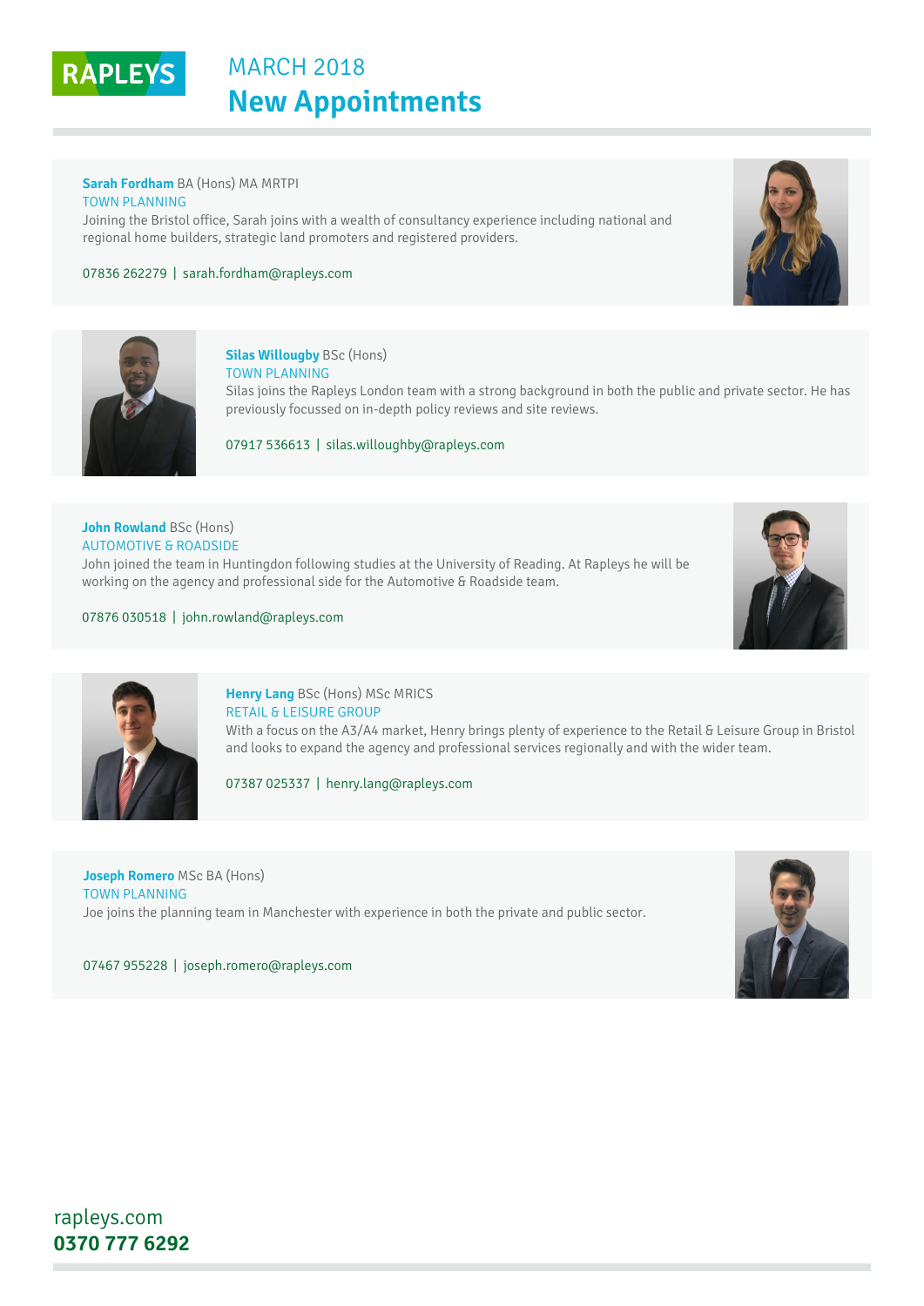RAPLEYS

MARCH 2018

# New Appointments

**Sarah Fordham** BA (Hons) MA MRTPI
TOWN PLANNING
Joining the Bristol office, Sarah joins with a wealth of consultancy experience including national and regional home builders, strategic land promoters and registered providers.

07836 262279 | sarah.fordham@rapleys.com

**Silas Willougby** BSc (Hons)
TOWN PLANNING
Silas joins the Rapleys London team with a strong background in both the public and private sector. He has previously focussed on in-depth policy reviews and site reviews.

07917 536613 | silas.willoughby@rapleys.com

**John Rowland** BSc (Hons)
AUTOMOTIVE & ROADSIDE
John joined the team in Huntingdon following studies at the University of Reading. At Rapleys he will be working on the agency and professional side for the Automotive & Roadside team.

07876 030518 | john.rowland@rapleys.com

**Henry Lang** BSc (Hons) MSc MRICS
RETAIL & LEISURE GROUP
With a focus on the A3/A4 market, Henry brings plenty of experience to the Retail & Leisure Group in Bristol and looks to expand the agency and professional services regionally and with the wider team.

07387 025337 | henry.lang@rapleys.com

**Joseph Romero** MSc BA (Hons)
TOWN PLANNING
Joe joins the planning team in Manchester with experience in both the private and public sector.

07467 955228 | joseph.romero@rapleys.com

rapleys.com
**0370 777 6292**